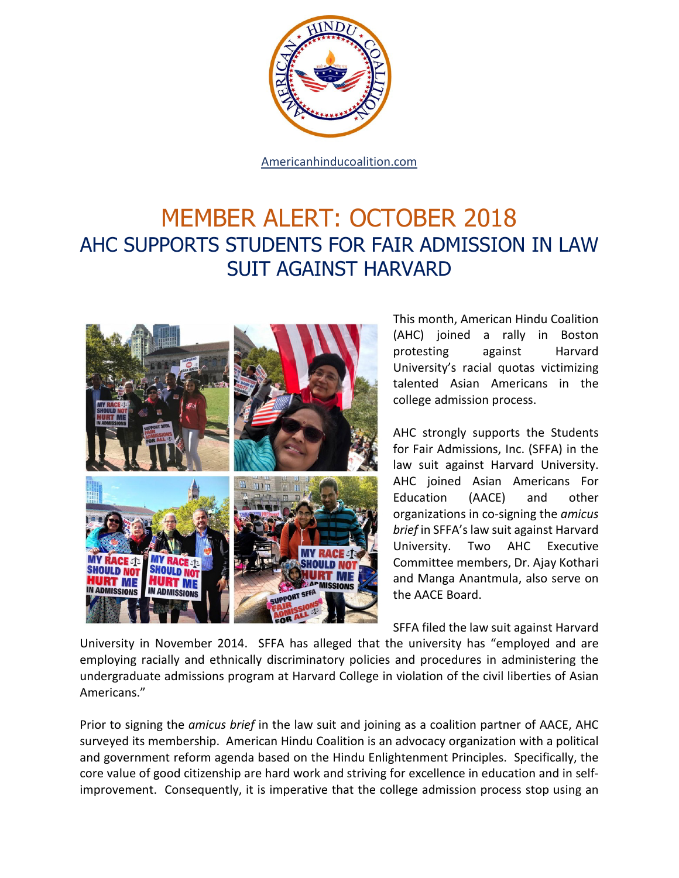Americanhinducoalition.com

# MEMBER ALERT: OCTOBER 2018

## AHC SUPPORTS STUDENTS FOR FAIR ADMISSION IN LAW SUIT AGAINST HARVARD

This month, American Hindu Coalition (AHC) joined a rally in Boston protesting against Harvard University's racial quotas victimizing talented Asian Americans in the college admission process.

AHC strongly supports the Students for Fair Admissions, Inc. (SFFA) in the law suit against Harvard University. AHC joined Asian Americans For Education (AACE) and other organizations in co-signing the *amicus brief* in SFFA's law suit against Harvard University. Two AHC Executive Committee members, Dr. Ajay Kothari and Manga Anantmula, also serve on the AACE Board.

SFFA filed the law suit against Harvard University in November 2014. SFFA has alleged that the university has "employed and are employing racially and ethnically discriminatory policies and procedures in administering the undergraduate admissions program at Harvard College in violation of the civil liberties of Asian Americans."

Prior to signing the *amicus brief* in the law suit and joining as a coalition partner of AACE, AHC surveyed its membership. American Hindu Coalition is an advocacy organization with a political and government reform agenda based on the Hindu Enlightenment Principles. Specifically, the core value of good citizenship are hard work and striving for excellence in education and in self-improvement. Consequently, it is imperative that the college admission process stop using an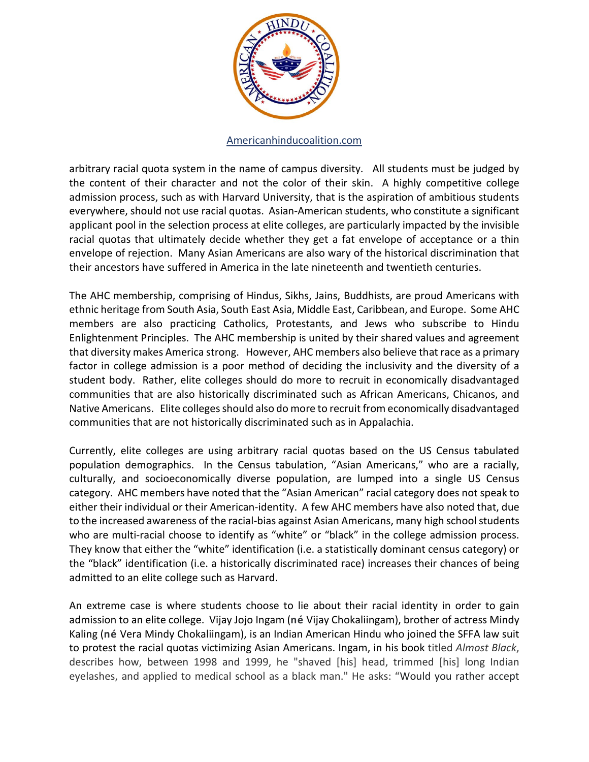[Americanhinducoalition.com](Americanhinducoalition.com)

arbitrary racial quota system in the name of campus diversity. All students must be judged by the content of their character and not the color of their skin. A highly competitive college admission process, such as with Harvard University, that is the aspiration of ambitious students everywhere, should not use racial quotas. Asian-American students, who constitute a significant applicant pool in the selection process at elite colleges, are particularly impacted by the invisible racial quotas that ultimately decide whether they get a fat envelope of acceptance or a thin envelope of rejection. Many Asian Americans are also wary of the historical discrimination that their ancestors have suffered in America in the late nineteenth and twentieth centuries.

The AHC membership, comprising of Hindus, Sikhs, Jains, Buddhists, are proud Americans with ethnic heritage from South Asia, South East Asia, Middle East, Caribbean, and Europe. Some AHC members are also practicing Catholics, Protestants, and Jews who subscribe to Hindu Enlightenment Principles. The AHC membership is united by their shared values and agreement that diversity makes America strong. However, AHC members also believe that race as a primary factor in college admission is a poor method of deciding the inclusivity and the diversity of a student body. Rather, elite colleges should do more to recruit in economically disadvantaged communities that are also historically discriminated such as African Americans, Chicanos, and Native Americans. Elite colleges should also do more to recruit from economically disadvantaged communities that are not historically discriminated such as in Appalachia.

Currently, elite colleges are using arbitrary racial quotas based on the US Census tabulated population demographics. In the Census tabulation, "Asian Americans," who are a racially, culturally, and socioeconomically diverse population, are lumped into a single US Census category. AHC members have noted that the "Asian American" racial category does not speak to either their individual or their American-identity. A few AHC members have also noted that, due to the increased awareness of the racial-bias against Asian Americans, many high school students who are multi-racial choose to identify as "white" or "black" in the college admission process. They know that either the "white" identification (i.e. a statistically dominant census category) or the "black" identification (i.e. a historically discriminated race) increases their chances of being admitted to an elite college such as Harvard.

An extreme case is where students choose to lie about their racial identity in order to gain admission to an elite college. Vijay Jojo Ingam (**né** Vijay Chokaliingam), brother of actress Mindy Kaling (**né** Vera Mindy Chokaliingam), is an Indian American Hindu who joined the SFFA law suit to protest the racial quotas victimizing Asian Americans. Ingam, in his book titled *Almost Black*, describes how, between 1998 and 1999, he "shaved [his] head, trimmed [his] long Indian eyelashes, and applied to medical school as a black man." He asks: "Would you rather accept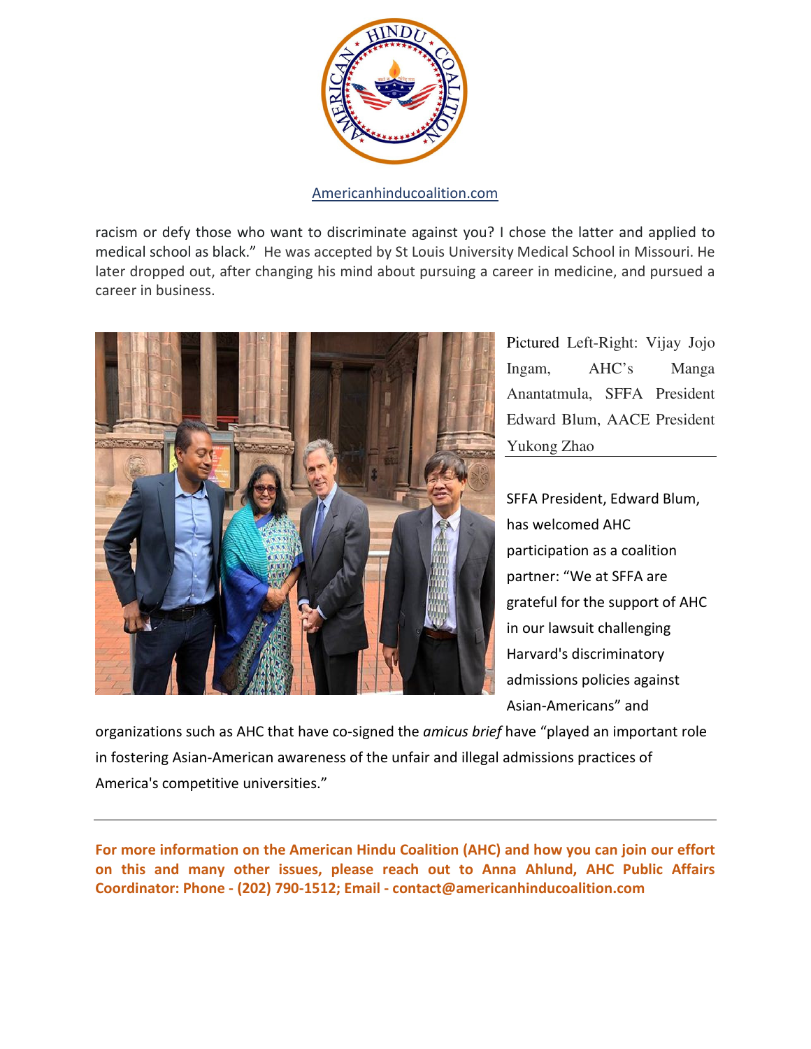Americanhinducoalition.com

racism or defy those who want to discriminate against you? I chose the latter and applied to medical school as black." He was accepted by St Louis University Medical School in Missouri. He later dropped out, after changing his mind about pursuing a career in medicine, and pursued a career in business.

Pictured Left-Right: Vijay Jojo Ingam, AHC's Manga Anantatmula, SFFA President Edward Blum, AACE President Yukong Zhao

SFFA President, Edward Blum, has welcomed AHC participation as a coalition partner: "We at SFFA are grateful for the support of AHC in our lawsuit challenging Harvard's discriminatory admissions policies against Asian-Americans" and organizations such as AHC that have co-signed the *amicus brief* have "played an important role in fostering Asian-American awareness of the unfair and illegal admissions practices of America's competitive universities."

---

**For more information on the American Hindu Coalition (AHC) and how you can join our effort on this and many other issues, please reach out to Anna Ahlund, AHC Public Affairs Coordinator: Phone - (202) 790-1512; Email - contact@americanhinducoalition.com**